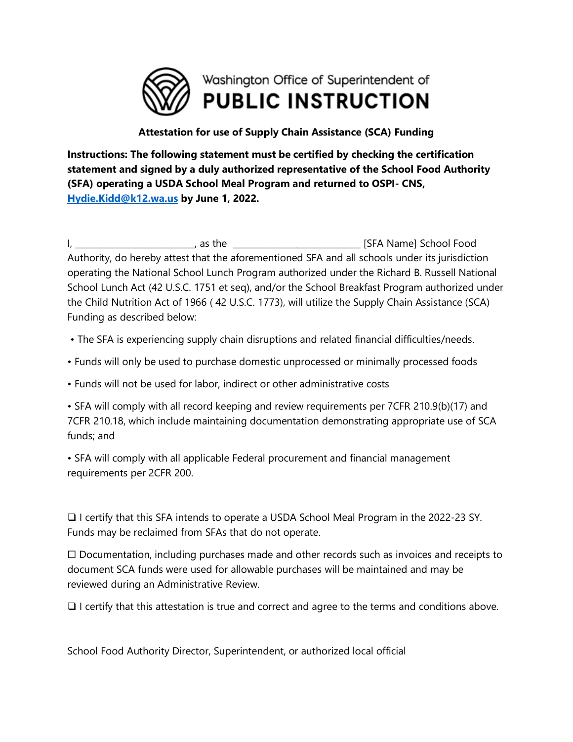Washington Office of Superintendent of
**PUBLIC INSTRUCTION**

**Attestation for use of Supply Chain Assistance (SCA) Funding**

**Instructions: The following statement must be certified by checking the certification statement and signed by a duly authorized representative of the School Food Authority (SFA) operating a USDA School Meal Program and returned to OSPI- CNS, [Hydie.Kidd@k12.wa.us](mailto:Hydie.Kidd@k12.wa.us) by June 1, 2022.**

I, _________________________, as the ___________________________ [SFA Name] School Food Authority, do hereby attest that the aforementioned SFA and all schools under its jurisdiction operating the National School Lunch Program authorized under the Richard B. Russell National School Lunch Act (42 U.S.C. 1751 et seq), and/or the School Breakfast Program authorized under the Child Nutrition Act of 1966 ( 42 U.S.C. 1773), will utilize the Supply Chain Assistance (SCA) Funding as described below:

- The SFA is experiencing supply chain disruptions and related financial difficulties/needs.
- Funds will only be used to purchase domestic unprocessed or minimally processed foods
- Funds will not be used for labor, indirect or other administrative costs
- SFA will comply with all record keeping and review requirements per 7CFR 210.9(b)(17) and 7CFR 210.18, which include maintaining documentation demonstrating appropriate use of SCA funds; and
- SFA will comply with all applicable Federal procurement and financial management requirements per 2CFR 200.

❑ I certify that this SFA intends to operate a USDA School Meal Program in the 2022-23 SY. Funds may be reclaimed from SFAs that do not operate.

☐ Documentation, including purchases made and other records such as invoices and receipts to document SCA funds were used for allowable purchases will be maintained and may be reviewed during an Administrative Review.

❑ I certify that this attestation is true and correct and agree to the terms and conditions above.

School Food Authority Director, Superintendent, or authorized local official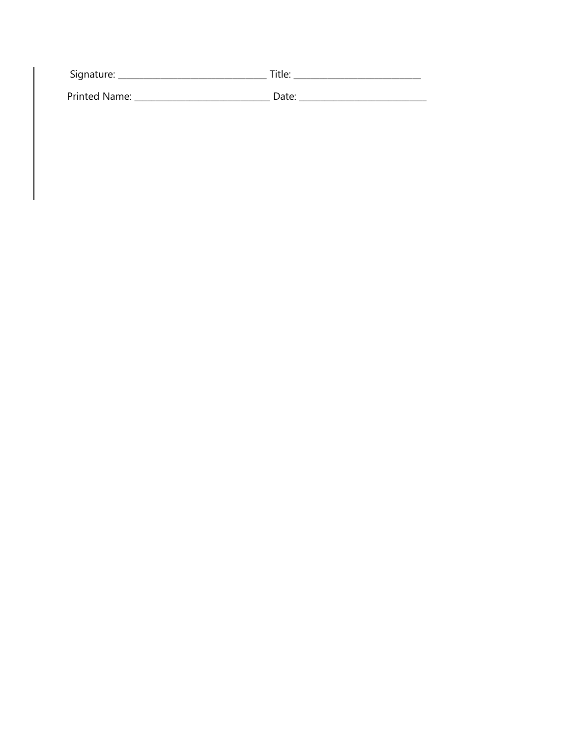Signature: ________________________________ Title: ____________________________

Printed Name: ______________________________ Date: ____________________________